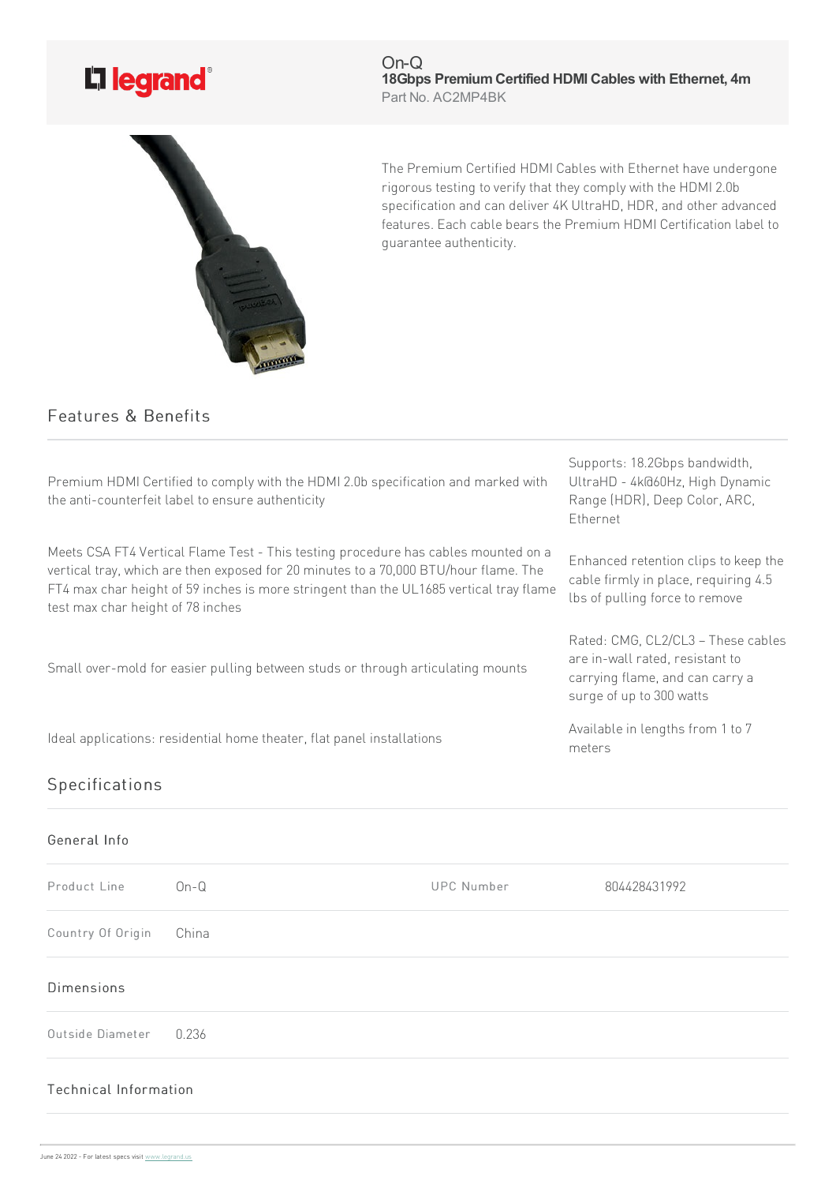On-Q

**18Gbps Premium Certified HDMI Cables with Ethernet, 4m**

Part No. AC2MP4BK

The Premium Certified HDMI Cables with Ethernet have undergone rigorous testing to verify that they comply with the HDMI 2.0b specification and can deliver 4K UltraHD, HDR, and other advanced features. Each cable bears the Premium HDMI Certification label to guarantee authenticity.

## Features & Benefits

- Premium HDMI Certified to comply with the HDMI 2.0b specification and marked with the anti-counterfeit label to ensure authenticity
- Supports: 18.2Gbps bandwidth, UltraHD - 4k@60Hz, High Dynamic Range (HDR), Deep Color, ARC, Ethernet
- Meets CSA FT4 Vertical Flame Test - This testing procedure has cables mounted on a vertical tray, which are then exposed for 20 minutes to a 70,000 BTU/hour flame. The FT4 max char height of 59 inches is more stringent than the UL1685 vertical tray flame test max char height of 78 inches
- Enhanced retention clips to keep the cable firmly in place, requiring 4.5 lbs of pulling force to remove
- Small over-mold for easier pulling between studs or through articulating mounts
- Rated: CMG, CL2/CL3 – These cables are in-wall rated, resistant to carrying flame, and can carry a surge of up to 300 watts
- Ideal applications: residential home theater, flat panel installations
- Available in lengths from 1 to 7 meters

## Specifications

### General Info

| Product Line | On-Q | UPC Number | 804428431992 |
|---|---|---|---|
| Country Of Origin | China | | |

### Dimensions

| Outside Diameter | 0.236 |
|---|---|

### Technical Information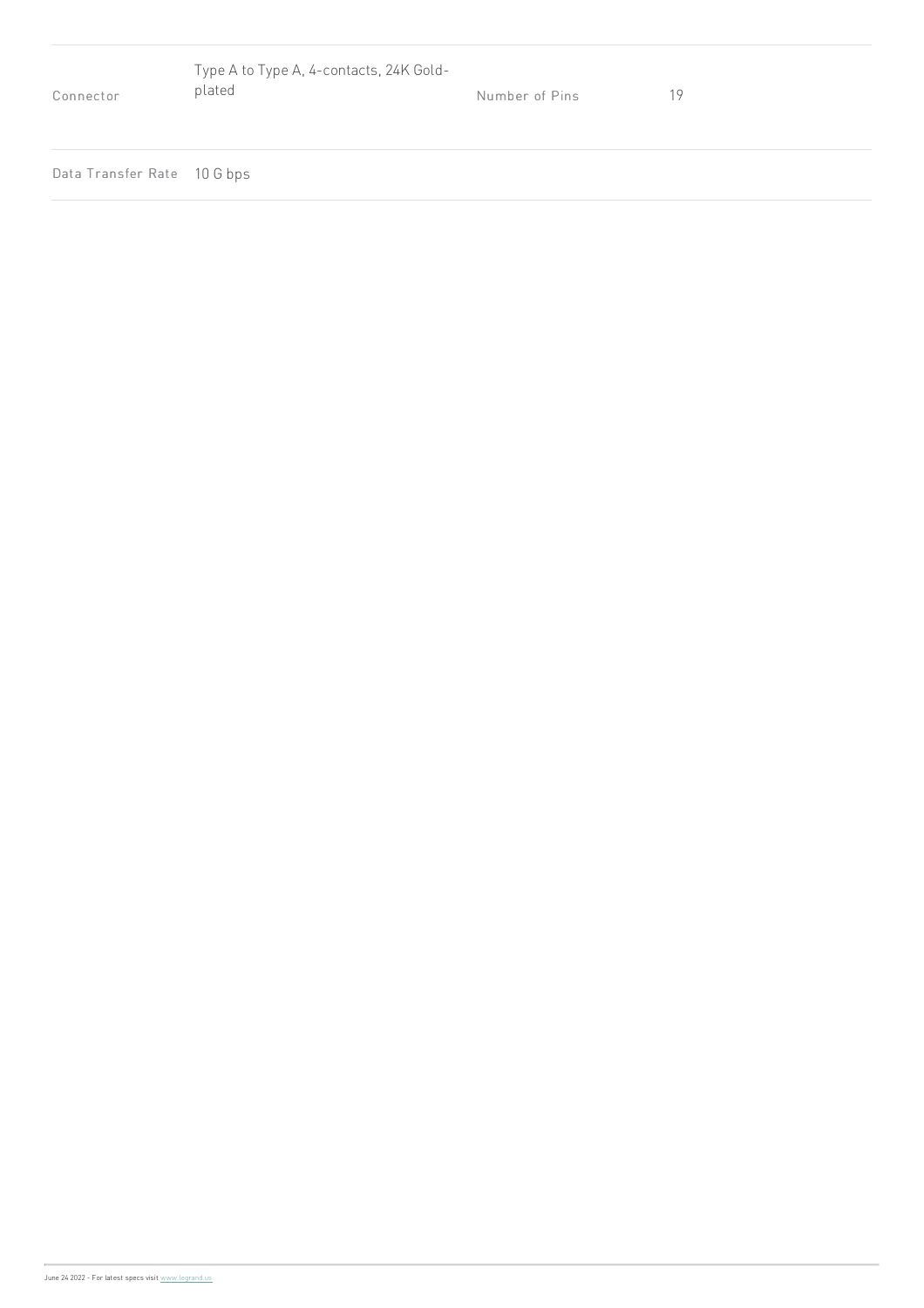| | | | |
|---|---|---|---|
| Connector | Type A to Type A, 4-contacts, 24K Gold-plated | Number of Pins | 19 |
| Data Transfer Rate | 10 G bps | | |

June 24 2022 - For latest specs visit www.legrand.us